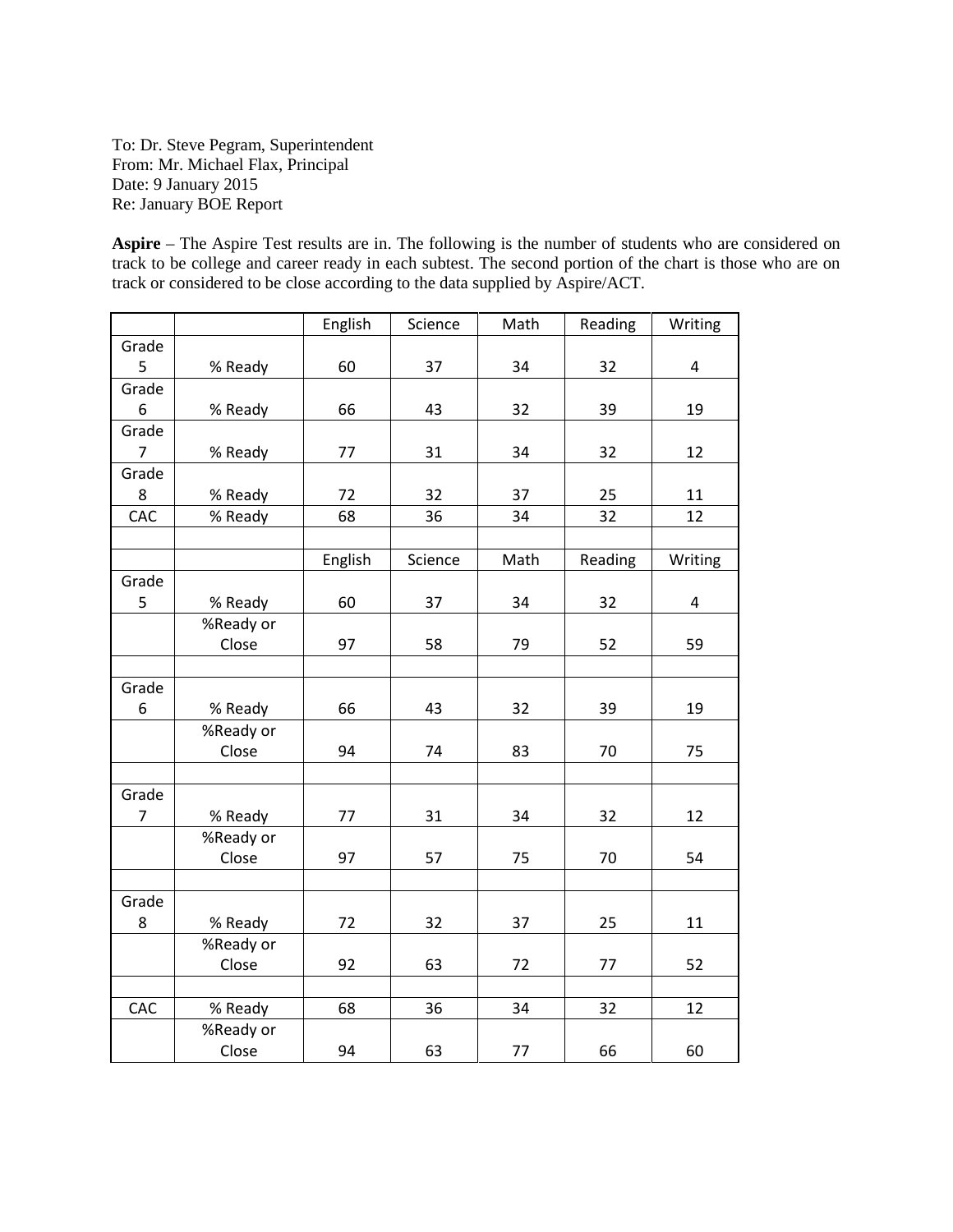To: Dr. Steve Pegram, Superintendent
From: Mr. Michael Flax, Principal
Date: 9 January 2015
Re: January BOE Report

**Aspire** – The Aspire Test results are in. The following is the number of students who are considered on track to be college and career ready in each subtest. The second portion of the chart is those who are on track or considered to be close according to the data supplied by Aspire/ACT.

| | | English | Science | Math | Reading | Writing |
|---|---|---|---|---|---|---|
| Grade 5 | % Ready | 60 | 37 | 34 | 32 | 4 |
| Grade 6 | % Ready | 66 | 43 | 32 | 39 | 19 |
| Grade 7 | % Ready | 77 | 31 | 34 | 32 | 12 |
| Grade 8 | % Ready | 72 | 32 | 37 | 25 | 11 |
| CAC | % Ready | 68 | 36 | 34 | 32 | 12 |
| | | | | | | |
| | | English | Science | Math | Reading | Writing |
| Grade 5 | % Ready | 60 | 37 | 34 | 32 | 4 |
| | %Ready or Close | 97 | 58 | 79 | 52 | 59 |
| | | | | | | |
| Grade 6 | % Ready | 66 | 43 | 32 | 39 | 19 |
| | %Ready or Close | 94 | 74 | 83 | 70 | 75 |
| | | | | | | |
| Grade 7 | % Ready | 77 | 31 | 34 | 32 | 12 |
| | %Ready or Close | 97 | 57 | 75 | 70 | 54 |
| | | | | | | |
| Grade 8 | % Ready | 72 | 32 | 37 | 25 | 11 |
| | %Ready or Close | 92 | 63 | 72 | 77 | 52 |
| | | | | | | |
| CAC | % Ready | 68 | 36 | 34 | 32 | 12 |
| | %Ready or Close | 94 | 63 | 77 | 66 | 60 |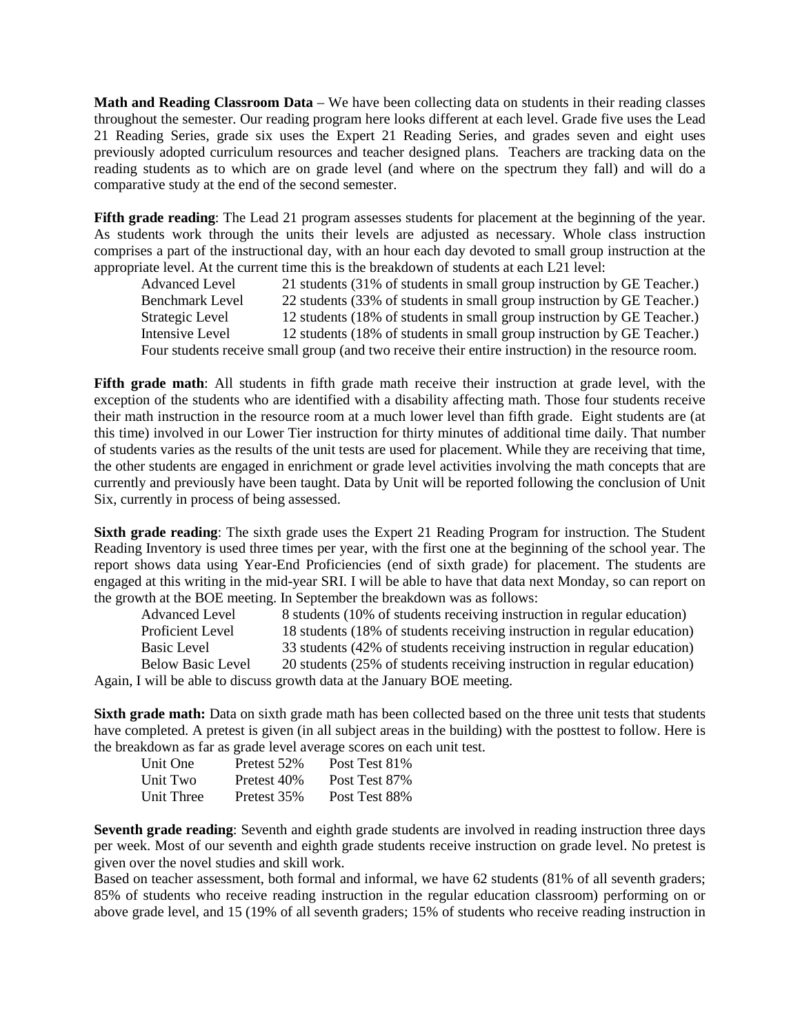**Math and Reading Classroom Data** – We have been collecting data on students in their reading classes throughout the semester. Our reading program here looks different at each level. Grade five uses the Lead 21 Reading Series, grade six uses the Expert 21 Reading Series, and grades seven and eight uses previously adopted curriculum resources and teacher designed plans. Teachers are tracking data on the reading students as to which are on grade level (and where on the spectrum they fall) and will do a comparative study at the end of the second semester.

**Fifth grade reading**: The Lead 21 program assesses students for placement at the beginning of the year. As students work through the units their levels are adjusted as necessary. Whole class instruction comprises a part of the instructional day, with an hour each day devoted to small group instruction at the appropriate level. At the current time this is the breakdown of students at each L21 level:

| | |
|---|---|
| Advanced Level | 21 students (31% of students in small group instruction by GE Teacher.) |
| Benchmark Level | 22 students (33% of students in small group instruction by GE Teacher.) |
| Strategic Level | 12 students (18% of students in small group instruction by GE Teacher.) |
| Intensive Level | 12 students (18% of students in small group instruction by GE Teacher.) |

Four students receive small group (and two receive their entire instruction) in the resource room.

**Fifth grade math**: All students in fifth grade math receive their instruction at grade level, with the exception of the students who are identified with a disability affecting math. Those four students receive their math instruction in the resource room at a much lower level than fifth grade. Eight students are (at this time) involved in our Lower Tier instruction for thirty minutes of additional time daily. That number of students varies as the results of the unit tests are used for placement. While they are receiving that time, the other students are engaged in enrichment or grade level activities involving the math concepts that are currently and previously have been taught. Data by Unit will be reported following the conclusion of Unit Six, currently in process of being assessed.

**Sixth grade reading**: The sixth grade uses the Expert 21 Reading Program for instruction. The Student Reading Inventory is used three times per year, with the first one at the beginning of the school year. The report shows data using Year-End Proficiencies (end of sixth grade) for placement. The students are engaged at this writing in the mid-year SRI. I will be able to have that data next Monday, so can report on the growth at the BOE meeting. In September the breakdown was as follows:

| | |
|---|---|
| Advanced Level | 8 students (10% of students receiving instruction in regular education) |
| Proficient Level | 18 students (18% of students receiving instruction in regular education) |
| Basic Level | 33 students (42% of students receiving instruction in regular education) |
| Below Basic Level | 20 students (25% of students receiving instruction in regular education) |

Again, I will be able to discuss growth data at the January BOE meeting.

**Sixth grade math:** Data on sixth grade math has been collected based on the three unit tests that students have completed. A pretest is given (in all subject areas in the building) with the posttest to follow. Here is the breakdown as far as grade level average scores on each unit test.

| | | |
|---|---|---|
| Unit One | Pretest 52% | Post Test 81% |
| Unit Two | Pretest 40% | Post Test 87% |
| Unit Three | Pretest 35% | Post Test 88% |

**Seventh grade reading**: Seventh and eighth grade students are involved in reading instruction three days per week. Most of our seventh and eighth grade students receive instruction on grade level. No pretest is given over the novel studies and skill work.

Based on teacher assessment, both formal and informal, we have 62 students (81% of all seventh graders; 85% of students who receive reading instruction in the regular education classroom) performing on or above grade level, and 15 (19% of all seventh graders; 15% of students who receive reading instruction in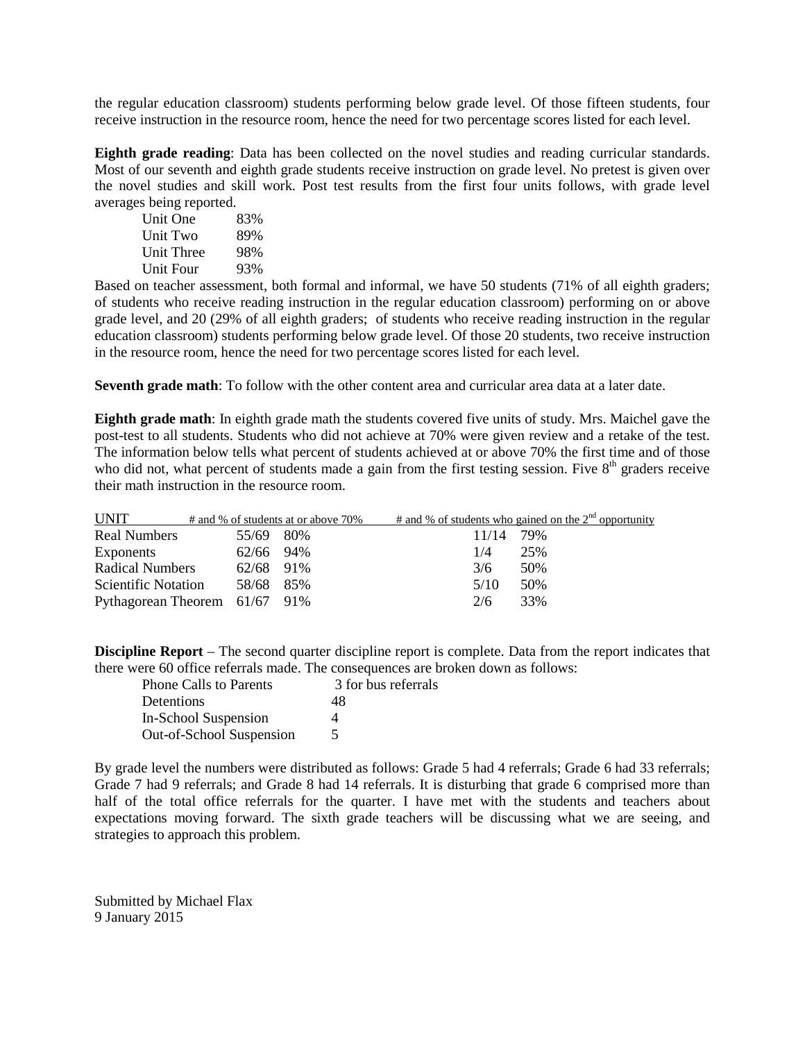the regular education classroom) students performing below grade level. Of those fifteen students, four receive instruction in the resource room, hence the need for two percentage scores listed for each level.

**Eighth grade reading**: Data has been collected on the novel studies and reading curricular standards. Most of our seventh and eighth grade students receive instruction on grade level. No pretest is given over the novel studies and skill work. Post test results from the first four units follows, with grade level averages being reported.

| | |
|---|---|
| Unit One | 83% |
| Unit Two | 89% |
| Unit Three | 98% |
| Unit Four | 93% |

Based on teacher assessment, both formal and informal, we have 50 students (71% of all eighth graders; of students who receive reading instruction in the regular education classroom) performing on or above grade level, and 20 (29% of all eighth graders; of students who receive reading instruction in the regular education classroom) students performing below grade level. Of those 20 students, two receive instruction in the resource room, hence the need for two percentage scores listed for each level.

**Seventh grade math**: To follow with the other content area and curricular area data at a later date.

**Eighth grade math**: In eighth grade math the students covered five units of study. Mrs. Maichel gave the post-test to all students. Students who did not achieve at 70% were given review and a retake of the test. The information below tells what percent of students achieved at or above 70% the first time and of those who did not, what percent of students made a gain from the first testing session. Five 8th graders receive their math instruction in the resource room.

| UNIT | # and % of students at or above 70% | | # and % of students who gained on the 2nd opportunity | |
|---|---|---|---|---|
| Real Numbers | 55/69 | 80% | 11/14 | 79% |
| Exponents | 62/66 | 94% | 1/4 | 25% |
| Radical Numbers | 62/68 | 91% | 3/6 | 50% |
| Scientific Notation | 58/68 | 85% | 5/10 | 50% |
| Pythagorean Theorem | 61/67 | 91% | 2/6 | 33% |

**Discipline Report** – The second quarter discipline report is complete. Data from the report indicates that there were 60 office referrals made. The consequences are broken down as follows:

| | |
|---|---|
| Phone Calls to Parents | 3 for bus referrals |
| Detentions | 48 |
| In-School Suspension | 4 |
| Out-of-School Suspension | 5 |

By grade level the numbers were distributed as follows: Grade 5 had 4 referrals; Grade 6 had 33 referrals; Grade 7 had 9 referrals; and Grade 8 had 14 referrals. It is disturbing that grade 6 comprised more than half of the total office referrals for the quarter. I have met with the students and teachers about expectations moving forward. The sixth grade teachers will be discussing what we are seeing, and strategies to approach this problem.

Submitted by Michael Flax
9 January 2015